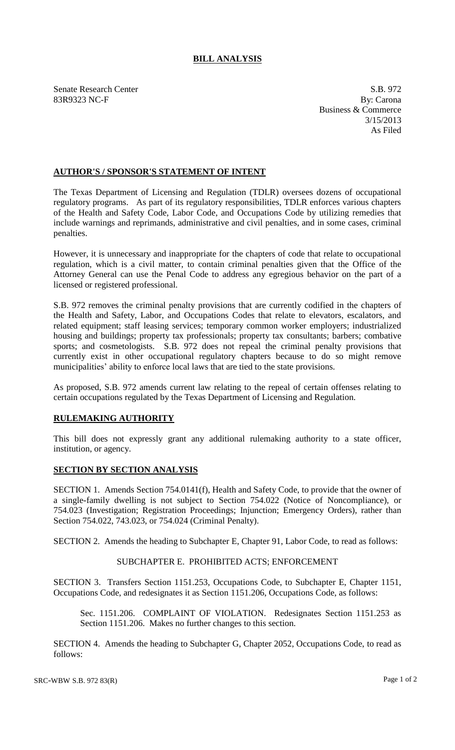# BILL ANALYSIS

Senate Research Center
83R9323 NC-F

S.B. 972
By: Carona
Business & Commerce
3/15/2013
As Filed

## AUTHOR'S / SPONSOR'S STATEMENT OF INTENT

The Texas Department of Licensing and Regulation (TDLR) oversees dozens of occupational regulatory programs. As part of its regulatory responsibilities, TDLR enforces various chapters of the Health and Safety Code, Labor Code, and Occupations Code by utilizing remedies that include warnings and reprimands, administrative and civil penalties, and in some cases, criminal penalties.

However, it is unnecessary and inappropriate for the chapters of code that relate to occupational regulation, which is a civil matter, to contain criminal penalties given that the Office of the Attorney General can use the Penal Code to address any egregious behavior on the part of a licensed or registered professional.

S.B. 972 removes the criminal penalty provisions that are currently codified in the chapters of the Health and Safety, Labor, and Occupations Codes that relate to elevators, escalators, and related equipment; staff leasing services; temporary common worker employers; industrialized housing and buildings; property tax professionals; property tax consultants; barbers; combative sports; and cosmetologists. S.B. 972 does not repeal the criminal penalty provisions that currently exist in other occupational regulatory chapters because to do so might remove municipalities' ability to enforce local laws that are tied to the state provisions.

As proposed, S.B. 972 amends current law relating to the repeal of certain offenses relating to certain occupations regulated by the Texas Department of Licensing and Regulation.

## RULEMAKING AUTHORITY

This bill does not expressly grant any additional rulemaking authority to a state officer, institution, or agency.

## SECTION BY SECTION ANALYSIS

SECTION 1. Amends Section 754.0141(f), Health and Safety Code, to provide that the owner of a single-family dwelling is not subject to Section 754.022 (Notice of Noncompliance), or 754.023 (Investigation; Registration Proceedings; Injunction; Emergency Orders), rather than Section 754.022, 743.023, or 754.024 (Criminal Penalty).

SECTION 2. Amends the heading to Subchapter E, Chapter 91, Labor Code, to read as follows:

SUBCHAPTER E. PROHIBITED ACTS; ENFORCEMENT

SECTION 3. Transfers Section 1151.253, Occupations Code, to Subchapter E, Chapter 1151, Occupations Code, and redesignates it as Section 1151.206, Occupations Code, as follows:

> Sec. 1151.206. COMPLAINT OF VIOLATION. Redesignates Section 1151.253 as Section 1151.206. Makes no further changes to this section.

SECTION 4. Amends the heading to Subchapter G, Chapter 2052, Occupations Code, to read as follows: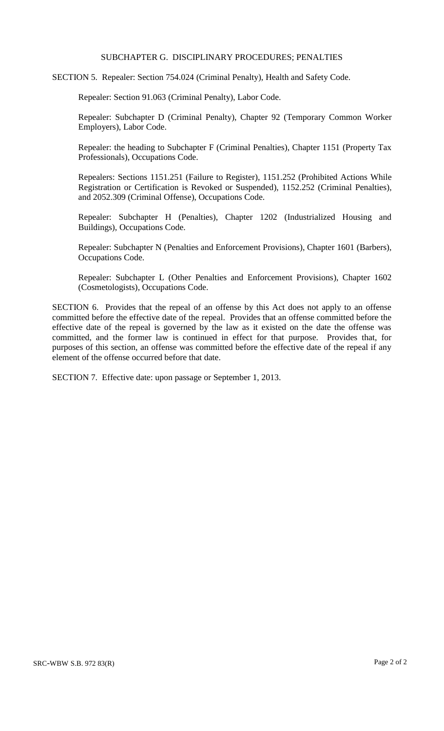SUBCHAPTER G. DISCIPLINARY PROCEDURES; PENALTIES

SECTION 5. Repealer: Section 754.024 (Criminal Penalty), Health and Safety Code.

Repealer: Section 91.063 (Criminal Penalty), Labor Code.

Repealer: Subchapter D (Criminal Penalty), Chapter 92 (Temporary Common Worker Employers), Labor Code.

Repealer: the heading to Subchapter F (Criminal Penalties), Chapter 1151 (Property Tax Professionals), Occupations Code.

Repealers: Sections 1151.251 (Failure to Register), 1151.252 (Prohibited Actions While Registration or Certification is Revoked or Suspended), 1152.252 (Criminal Penalties), and 2052.309 (Criminal Offense), Occupations Code.

Repealer: Subchapter H (Penalties), Chapter 1202 (Industrialized Housing and Buildings), Occupations Code.

Repealer: Subchapter N (Penalties and Enforcement Provisions), Chapter 1601 (Barbers), Occupations Code.

Repealer: Subchapter L (Other Penalties and Enforcement Provisions), Chapter 1602 (Cosmetologists), Occupations Code.

SECTION 6. Provides that the repeal of an offense by this Act does not apply to an offense committed before the effective date of the repeal. Provides that an offense committed before the effective date of the repeal is governed by the law as it existed on the date the offense was committed, and the former law is continued in effect for that purpose. Provides that, for purposes of this section, an offense was committed before the effective date of the repeal if any element of the offense occurred before that date.

SECTION 7. Effective date: upon passage or September 1, 2013.

SRC-WBW S.B. 972 83(R)